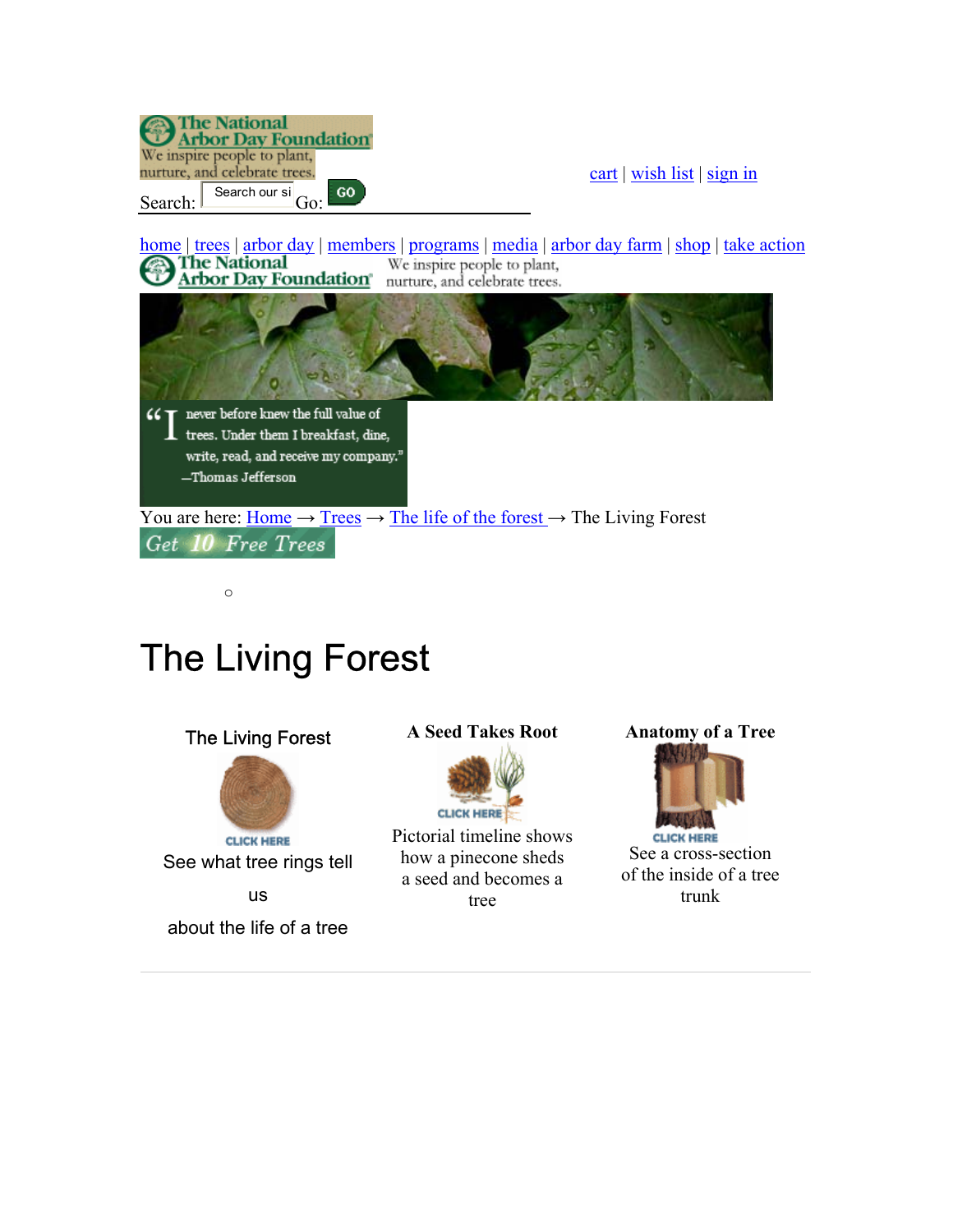The National Arbor Day Foundation

We inspire people to plant, nurture, and celebrate trees.

Search: Search our si Go: GO

cart | wish list | sign in

home | trees | arbor day | members | programs | media | arbor day farm | shop | take action

The National Arbor Day Foundation

We inspire people to plant, nurture, and celebrate trees.

"I never before knew the full value of trees. Under them I breakfast, dine, write, read, and receive my company."
—Thomas Jefferson

You are here: Home → Trees → The life of the forest → The Living Forest

Get 10 Free Trees

# The Living Forest

| The Living Forest | A Seed Takes Root | Anatomy of a Tree |
| --- | --- | --- |
| CLICK HERE | CLICK HERE | CLICK HERE |
| See what tree rings tell us about the life of a tree | Pictorial timeline shows how a pinecone sheds a seed and becomes a tree | See a cross-section of the inside of a tree trunk |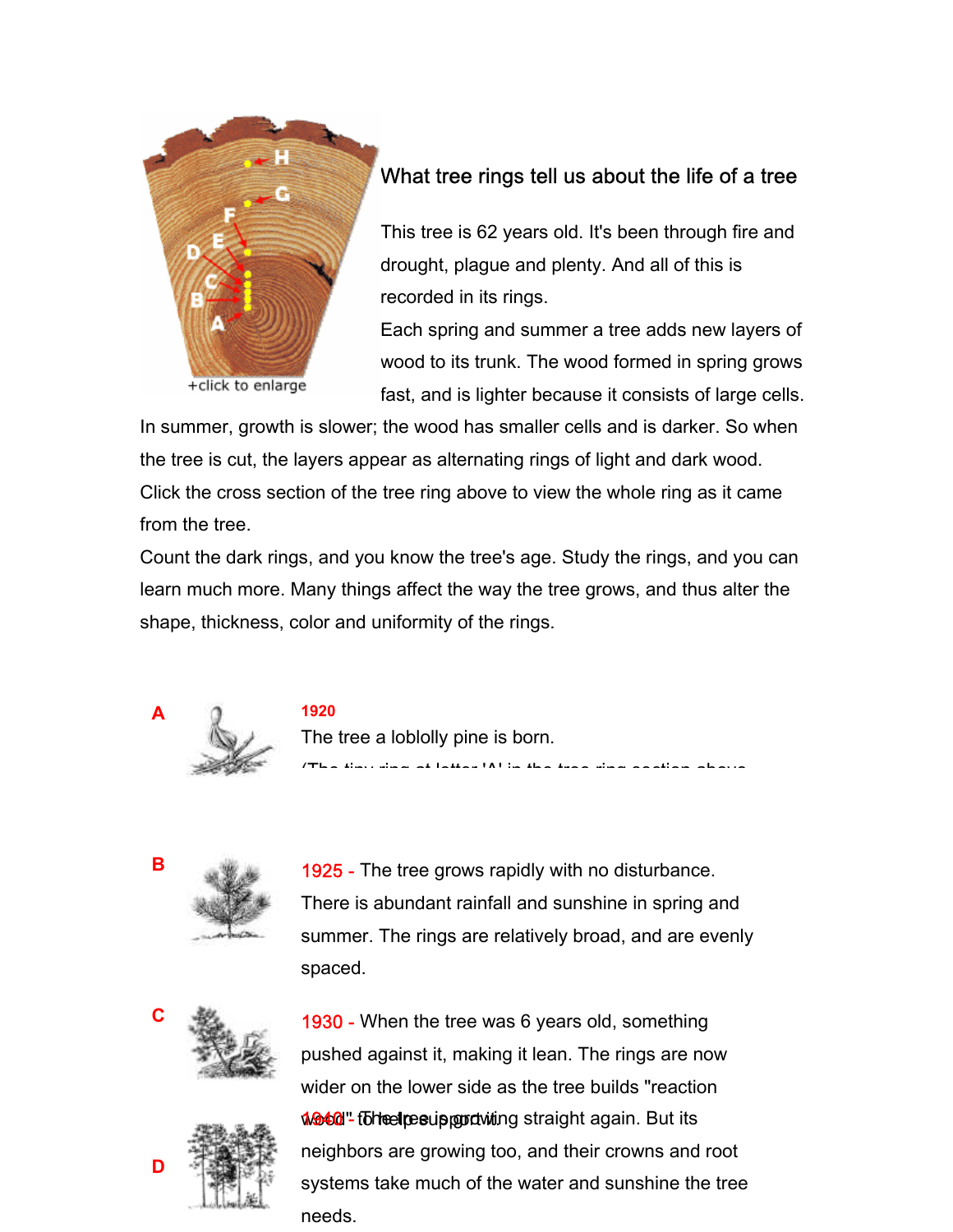+click to enlarge

## What tree rings tell us about the life of a tree

This tree is 62 years old. It's been through fire and drought, plague and plenty. And all of this is recorded in its rings.

Each spring and summer a tree adds new layers of wood to its trunk. The wood formed in spring grows fast, and is lighter because it consists of large cells. In summer, growth is slower; the wood has smaller cells and is darker. So when the tree is cut, the layers appear as alternating rings of light and dark wood.

Click the cross section of the tree ring above to view the whole ring as it came from the tree.

Count the dark rings, and you know the tree's age. Study the rings, and you can learn much more. Many things affect the way the tree grows, and thus alter the shape, thickness, color and uniformity of the rings.

**A**

**1920**

The tree a loblolly pine is born.

(The tiny ring at letter 'A' in the tree ring section above

**B**

1925 - The tree grows rapidly with no disturbance. There is abundant rainfall and sunshine in spring and summer. The rings are relatively broad, and are evenly spaced.

**C**

1930 - When the tree was 6 years old, something pushed against it, making it lean. The rings are now wider on the lower side as the tree builds "reaction wood" to help support it.

**D**

1940 - The tree is growing straight again. But its neighbors are growing too, and their crowns and root systems take much of the water and sunshine the tree needs.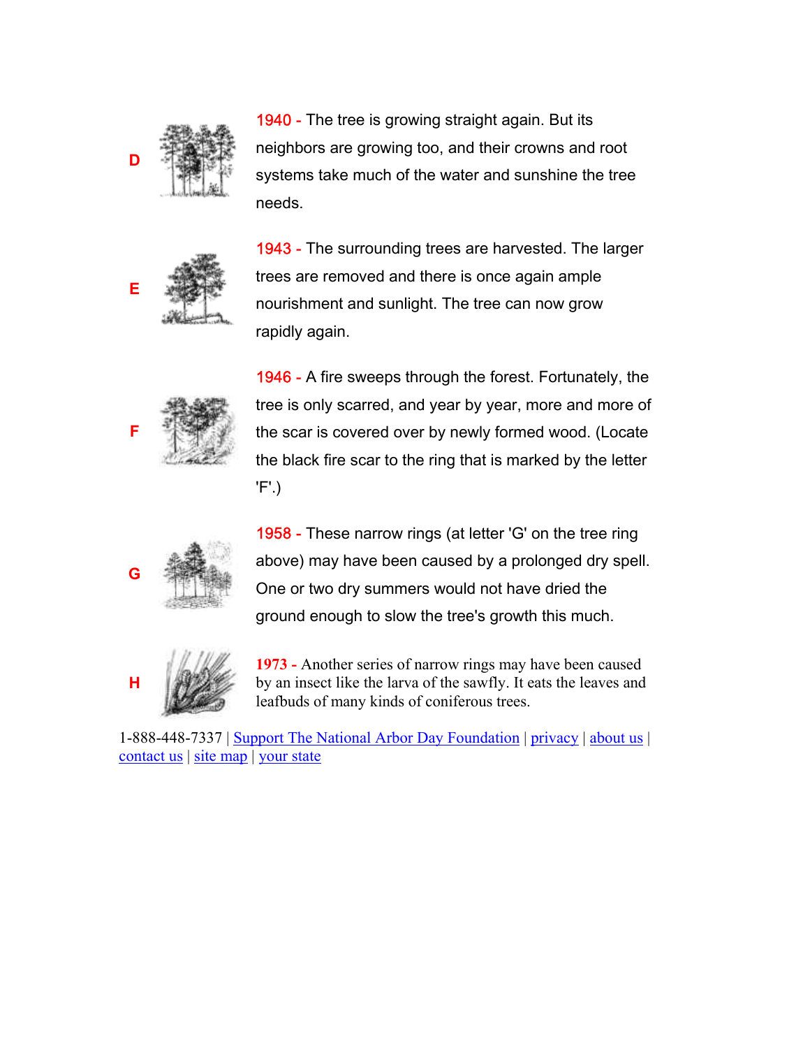**D**

**1940 -** The tree is growing straight again. But its neighbors are growing too, and their crowns and root systems take much of the water and sunshine the tree needs.

**E**

**1943 -** The surrounding trees are harvested. The larger trees are removed and there is once again ample nourishment and sunlight. The tree can now grow rapidly again.

**F**

**1946 -** A fire sweeps through the forest. Fortunately, the tree is only scarred, and year by year, more and more of the scar is covered over by newly formed wood. (Locate the black fire scar to the ring that is marked by the letter 'F'.)

**G**

**1958 -** These narrow rings (at letter 'G' on the tree ring above) may have been caused by a prolonged dry spell. One or two dry summers would not have dried the ground enough to slow the tree's growth this much.

**H**

**1973 -** Another series of narrow rings may have been caused by an insect like the larva of the sawfly. It eats the leaves and leafbuds of many kinds of coniferous trees.

1-888-448-7337 | Support The National Arbor Day Foundation | privacy | about us | contact us | site map | your state